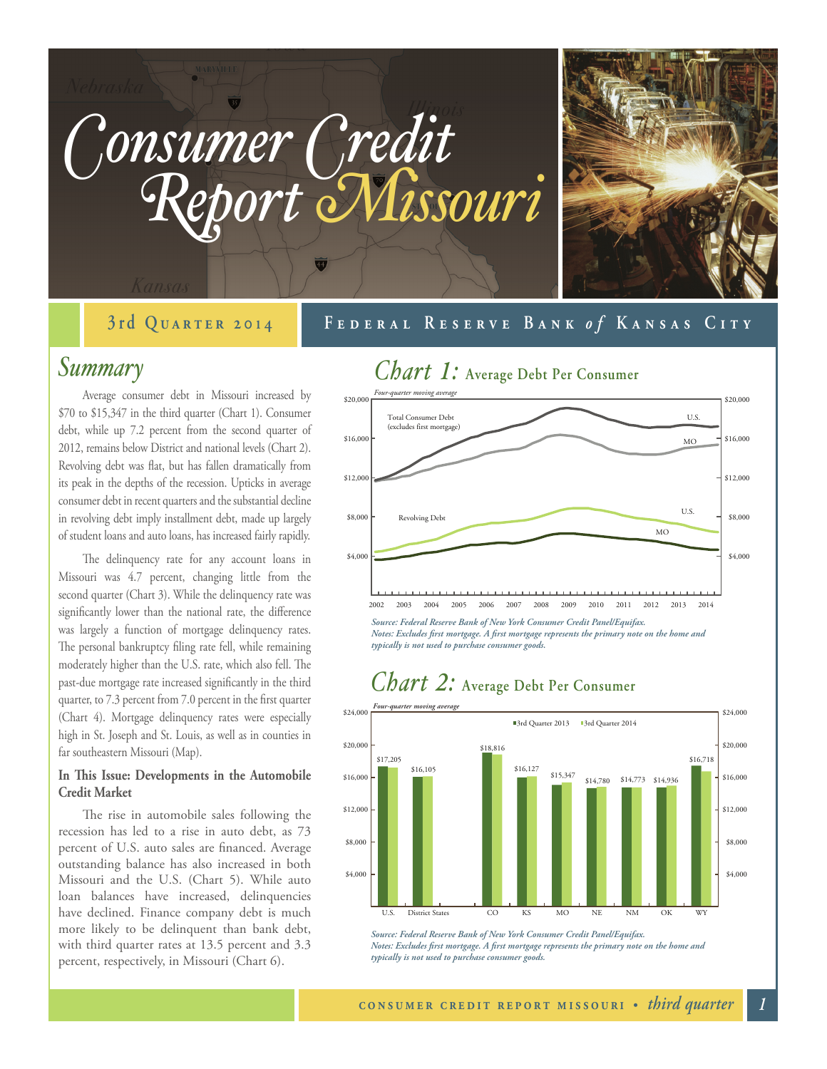# Consumer Credit Report Missouri

3rd Quarter 2014

Federal Reserve Bank *of* Kansas City

## Summary

Average consumer debt in Missouri increased by $70 to $15,347 in the third quarter (Chart 1). Consumer debt, while up 7.2 percent from the second quarter of 2012, remains below District and national levels (Chart 2). Revolving debt was flat, but has fallen dramatically from its peak in the depths of the recession. Upticks in average consumer debt in recent quarters and the substantial decline in revolving debt imply installment debt, made up largely of student loans and auto loans, has increased fairly rapidly.

The delinquency rate for any account loans in Missouri was 4.7 percent, changing little from the second quarter (Chart 3). While the delinquency rate was significantly lower than the national rate, the difference was largely a function of mortgage delinquency rates. The personal bankruptcy filing rate fell, while remaining moderately higher than the U.S. rate, which also fell. The past-due mortgage rate increased significantly in the third quarter, to 7.3 percent from 7.0 percent in the first quarter (Chart 4). Mortgage delinquency rates were especially high in St. Joseph and St. Louis, as well as in counties in far southeastern Missouri (Map).

**In This Issue: Developments in the Automobile Credit Market**

The rise in automobile sales following the recession has led to a rise in auto debt, as 73 percent of U.S. auto sales are financed. Average outstanding balance has also increased in both Missouri and the U.S. (Chart 5). While auto loan balances have increased, delinquencies have declined. Finance company debt is much more likely to be delinquent than bank debt, with third quarter rates at 13.5 percent and 3.3 percent, respectively, in Missouri (Chart 6).

## Chart 1: Average Debt Per Consumer

*Four-quarter moving average*

*Source: Federal Reserve Bank of New York Consumer Credit Panel/Equifax.*
*Notes: Excludes first mortgage. A first mortgage represents the primary note on the home and typically is not used to purchase consumer goods.*

## Chart 2: Average Debt Per Consumer

*Four-quarter moving average*

| | U.S. | District States | CO | KS | MO | NE | NM | OK | WY |
|---|---|---|---|---|---|---|---|---|---|
| 3rd Quarter 2014 | $17,205 | $16,105 | $18,816 | $16,127 | $15,347 | $14,780 | $14,773 | $14,936 | $16,718 |

*Source: Federal Reserve Bank of New York Consumer Credit Panel/Equifax.*
*Notes: Excludes first mortgage. A first mortgage represents the primary note on the home and typically is not used to purchase consumer goods.*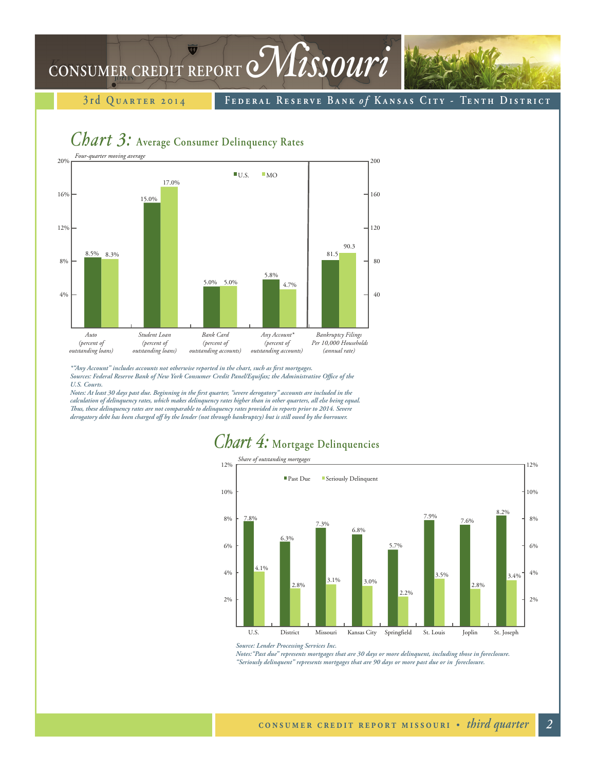## Chart 3: Average Consumer Delinquency Rates

*Four-quarter moving average*

| | U.S. | MO |
|---|---|---|
| Auto (percent of outstanding loans) | 8.5% | 8.3% |
| Student Loan (percent of outstanding loans) | 15.0% | 17.0% |
| Bank Card (percent of outstanding accounts) | 5.0% | 5.0% |
| Any Account* (percent of outstanding accounts) | 5.8% | 4.7% |
| Bankruptcy Filings Per 10,000 Households (annual rate) | 81.5 | 90.3 |

*\*"Any Account" includes accounts not otherwise reported in the chart, such as first mortgages.*
*Sources: Federal Reserve Bank of New York Consumer Credit Panel/Equifax; the Administrative Office of the U.S. Courts.*
*Notes: At least 30 days past due. Beginning in the first quarter, "severe derogatory" accounts are included in the calculation of delinquency rates, which makes delinquency rates higher than in other quarters, all else being equal. Thus, these delinquency rates are not comparable to delinquency rates provided in reports prior to 2014. Severe derogatory debt has been charged off by the lender (not through bankruptcy) but is still owed by the borrower.*

## Chart 4: Mortgage Delinquencies

*Share of outstanding mortgages*

| | Past Due | Seriously Delinquent |
|---|---|---|
| U.S. | 7.8% | 4.1% |
| District | 6.3% | 2.8% |
| Missouri | 7.3% | 3.1% |
| Kansas City | 6.8% | 3.0% |
| Springfield | 5.7% | 2.2% |
| St. Louis | 7.9% | 3.5% |
| Joplin | 7.6% | 2.8% |
| St. Joseph | 8.2% | 3.4% |

*Source: Lender Processing Services Inc.*
*Notes: "Past due" represents mortgages that are 30 days or more delinquent, including those in foreclosure. "Seriously delinquent" represents mortgages that are 90 days or more past due or in foreclosure.*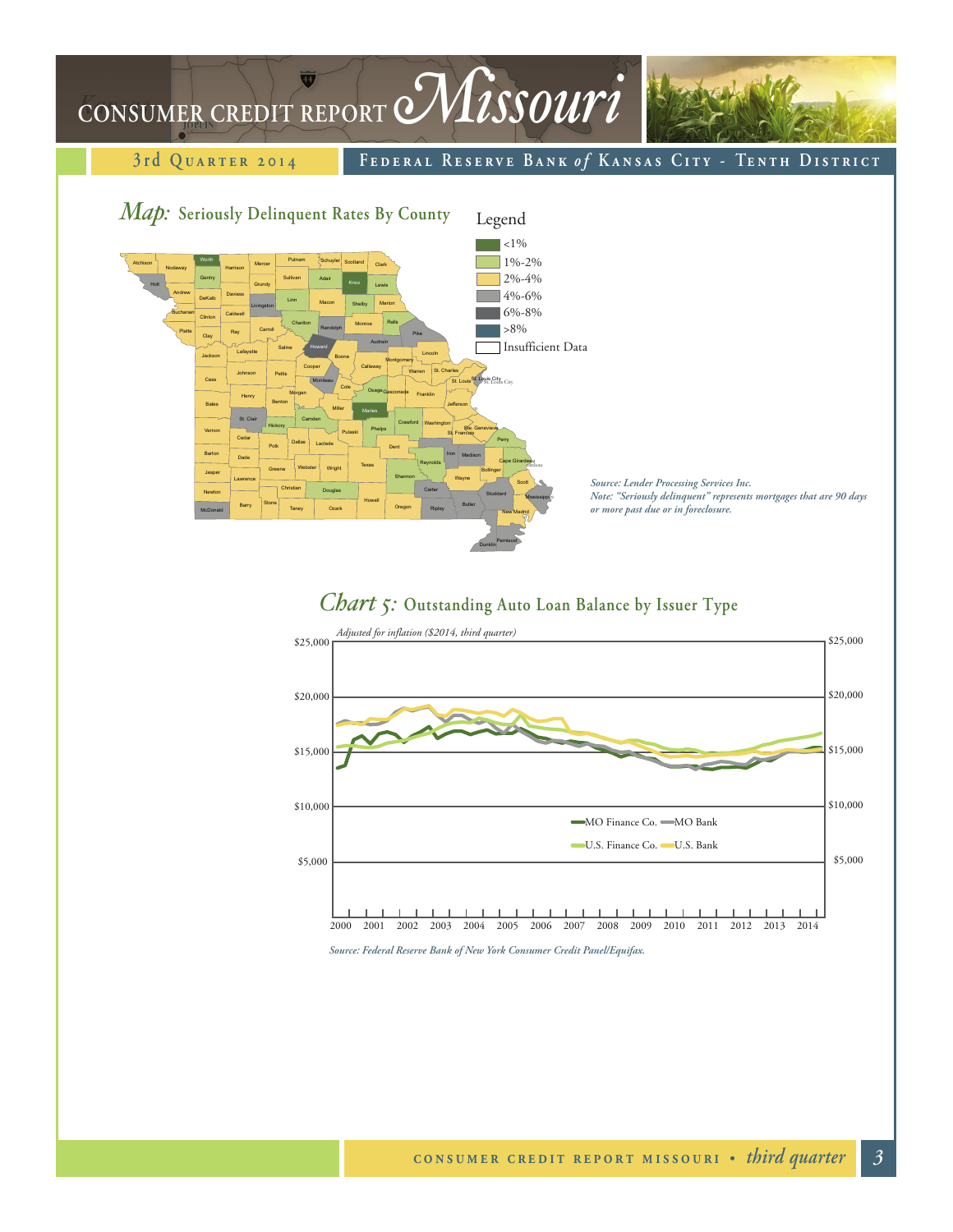## *Map:* Seriously Delinquent Rates By County

Legend

- <1%
- 1%-2%
- 2%-4%
- 4%-6%
- 6%-8%
- >8%
- Insufficient Data

*Source: Lender Processing Services Inc.*
*Note: "Seriously delinquent" represents mortgages that are 90 days or more past due or in foreclosure.*

## *Chart 5:* Outstanding Auto Loan Balance by Issuer Type

*Adjusted for inflation ($2014, third quarter)*

Legend: MO Finance Co., MO Bank, U.S. Finance Co., U.S. Bank

*Source: Federal Reserve Bank of New York Consumer Credit Panel/Equifax.*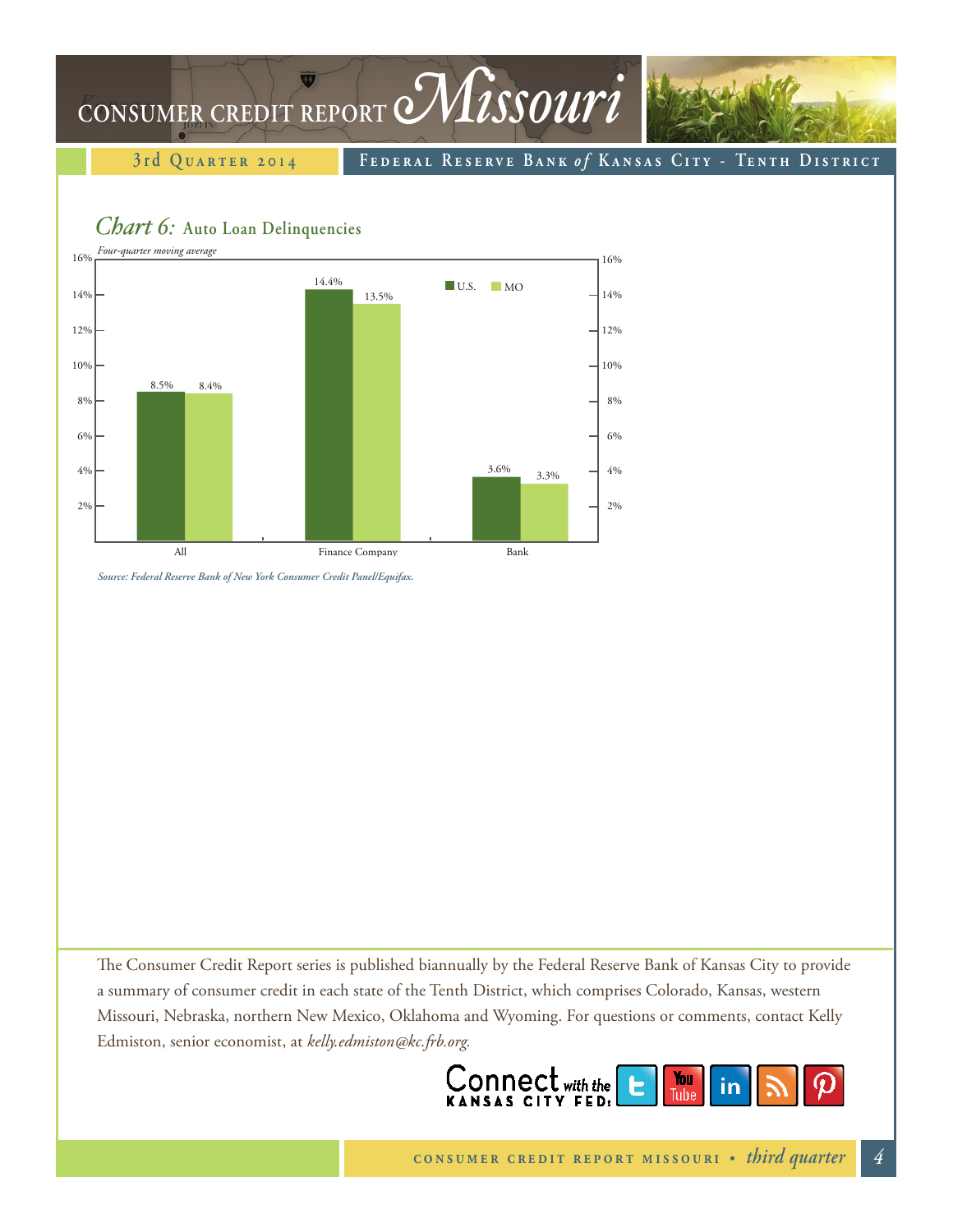## *Chart 6:* Auto Loan Delinquencies

*Four-quarter moving average*

16%
14%
12%
10%
8%
6%
4%
2%

U.S.
MO

8.5%
8.4%
14.4%
13.5%
3.6%
3.3%

All
Finance Company
Bank

*Source: Federal Reserve Bank of New York Consumer Credit Panel/Equifax.*

The Consumer Credit Report series is published biannually by the Federal Reserve Bank of Kansas City to provide a summary of consumer credit in each state of the Tenth District, which comprises Colorado, Kansas, western Missouri, Nebraska, northern New Mexico, Oklahoma and Wyoming. For questions or comments, contact Kelly Edmiston, senior economist, at *kelly.edmiston@kc.frb.org.*

Connect with the KANSAS CITY FED: